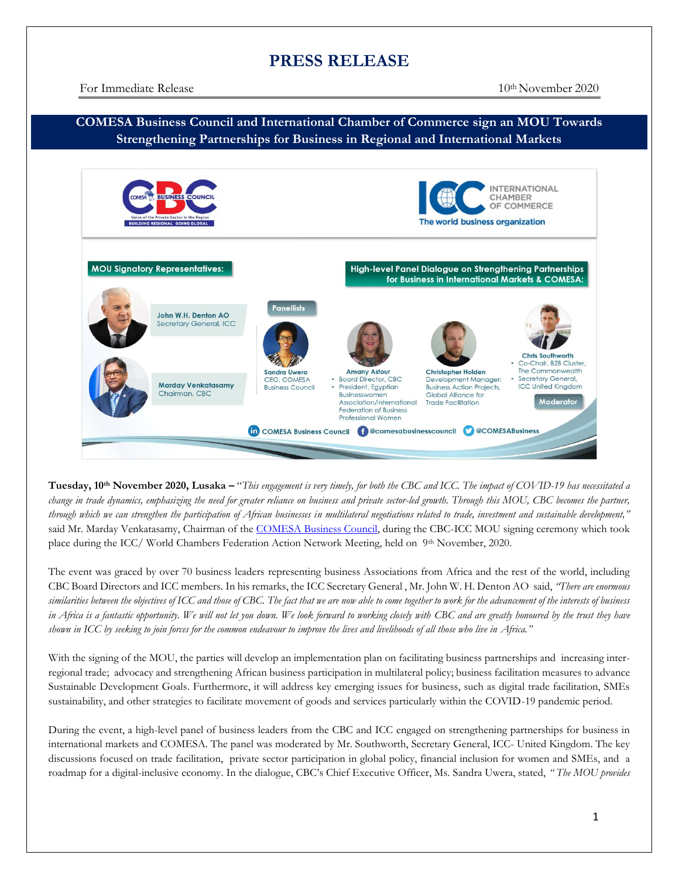# PRESS RELEASE

For Immediate Release 10th November 2020

## COMESA Business Council and International Chamber of Commerce sign an MOU Towards Strengthening Partnerships for Business in Regional and International Markets

**MOU Signatory Representatives:**

- John W.H. Denton AO, Secretary General, ICC
- Marday Venkatasamy, Chairman, CBC

**High-level Panel Dialogue on Strengthening Partnerships for Business in International Markets & COMESA:**

**Panellists**

- Sandra Uwera, CEO, COMESA Business Council
- Amany Asfour
  - Board Director, CBC
  - President, Egyptian Businesswomen Association/International Federation of Business Professional Women
- Christopher Holden, Development Manager: Business Action Projects, Global Alliance for Trade Facilitation
- Chris Southworth (Moderator)
  - Co-Chair, B2B Cluster, The Commonwealth
  - Secretary General, ICC United Kingdom

COMESA Business Council | @comesabusinesscouncil | @COMESABusiness

**Tuesday, 10th November 2020, Lusaka –** "*This engagement is very timely, for both the CBC and ICC. The impact of COVID-19 has necessitated a change in trade dynamics, emphasizing the need for greater reliance on business and private sector-led growth. Through this MOU, CBC becomes the partner, through which we can strengthen the participation of African businesses in multilateral negotiations related to trade, investment and sustainable development,"* said Mr. Marday Venkatasamy, Chairman of the COMESA Business Council, during the CBC-ICC MOU signing ceremony which took place during the ICC/ World Chambers Federation Action Network Meeting, held on 9th November, 2020.

The event was graced by over 70 business leaders representing business Associations from Africa and the rest of the world, including CBC Board Directors and ICC members. In his remarks, the ICC Secretary General , Mr. John W. H. Denton AO said, *"There are enormous similarities between the objectives of ICC and those of CBC. The fact that we are now able to come together to work for the advancement of the interests of business in Africa is a fantastic opportunity. We will not let you down. We look forward to working closely with CBC and are greatly honoured by the trust they have shown in ICC by seeking to join forces for the common endeavour to improve the lives and livelihoods of all those who live in Africa."*

With the signing of the MOU, the parties will develop an implementation plan on facilitating business partnerships and increasing inter-regional trade; advocacy and strengthening African business participation in multilateral policy; business facilitation measures to advance Sustainable Development Goals. Furthermore, it will address key emerging issues for business, such as digital trade facilitation, SMEs sustainability, and other strategies to facilitate movement of goods and services particularly within the COVID-19 pandemic period.

During the event, a high-level panel of business leaders from the CBC and ICC engaged on strengthening partnerships for business in international markets and COMESA. The panel was moderated by Mr. Southworth, Secretary General, ICC- United Kingdom. The key discussions focused on trade facilitation, private sector participation in global policy, financial inclusion for women and SMEs, and a roadmap for a digital-inclusive economy. In the dialogue, CBC's Chief Executive Officer, Ms. Sandra Uwera, stated, *"The MOU provides*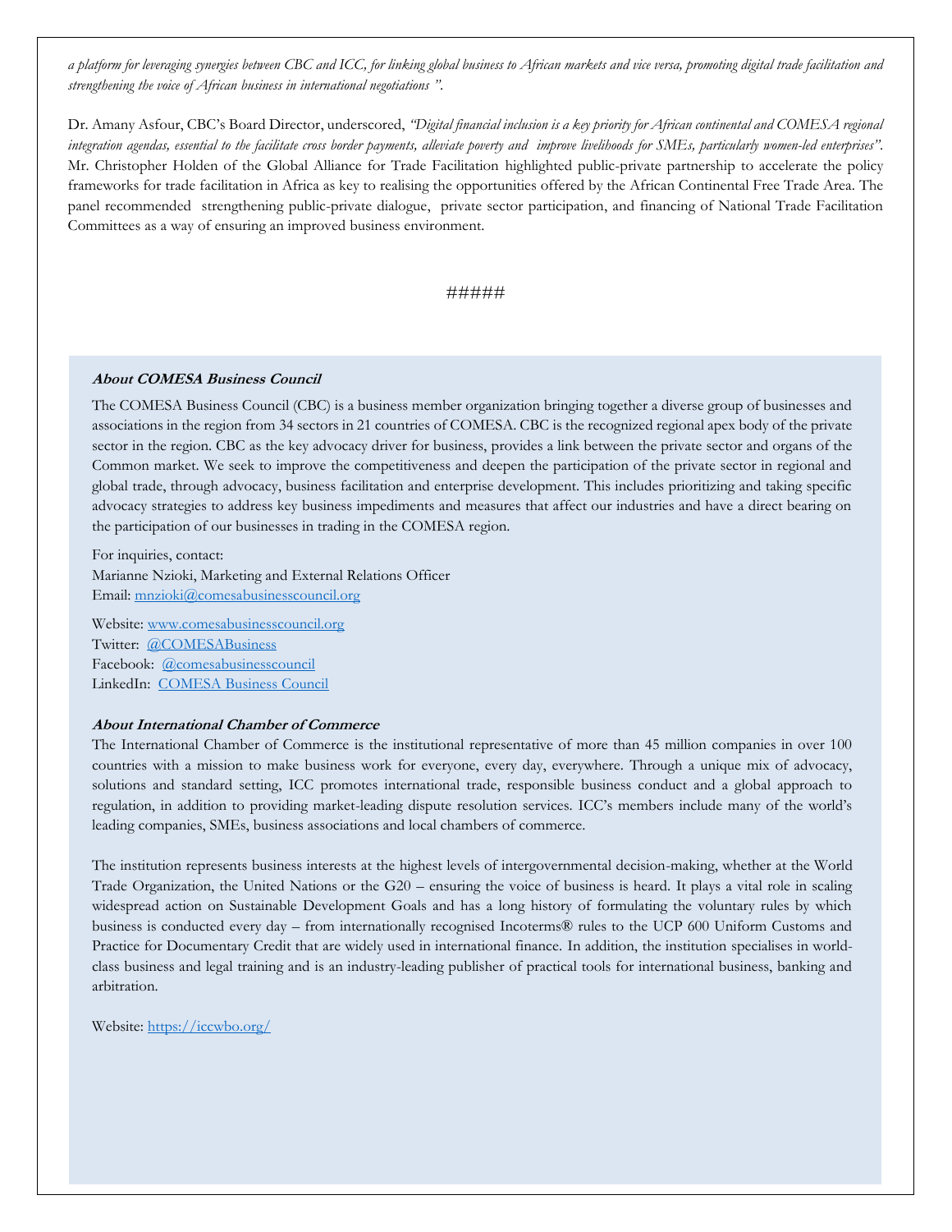*a platform for leveraging synergies between CBC and ICC, for linking global business to African markets and vice versa, promoting digital trade facilitation and strengthening the voice of African business in international negotiations ".*

Dr. Amany Asfour, CBC's Board Director, underscored, *"Digital financial inclusion is a key priority for African continental and COMESA regional integration agendas, essential to the facilitate cross border payments, alleviate poverty and improve livelihoods for SMEs, particularly women-led enterprises".* Mr. Christopher Holden of the Global Alliance for Trade Facilitation highlighted public-private partnership to accelerate the policy frameworks for trade facilitation in Africa as key to realising the opportunities offered by the African Continental Free Trade Area. The panel recommended strengthening public-private dialogue, private sector participation, and financing of National Trade Facilitation Committees as a way of ensuring an improved business environment.

#####

***About COMESA Business Council***

The COMESA Business Council (CBC) is a business member organization bringing together a diverse group of businesses and associations in the region from 34 sectors in 21 countries of COMESA. CBC is the recognized regional apex body of the private sector in the region. CBC as the key advocacy driver for business, provides a link between the private sector and organs of the Common market. We seek to improve the competitiveness and deepen the participation of the private sector in regional and global trade, through advocacy, business facilitation and enterprise development. This includes prioritizing and taking specific advocacy strategies to address key business impediments and measures that affect our industries and have a direct bearing on the participation of our businesses in trading in the COMESA region.

For inquiries, contact:
Marianne Nzioki, Marketing and External Relations Officer
Email: mnzioki@comesabusinesscouncil.org

Website: www.comesabusinesscouncil.org
Twitter: @COMESABusiness
Facebook: @comesabusinesscouncil
LinkedIn: COMESA Business Council

***About International Chamber of Commerce***

The International Chamber of Commerce is the institutional representative of more than 45 million companies in over 100 countries with a mission to make business work for everyone, every day, everywhere. Through a unique mix of advocacy, solutions and standard setting, ICC promotes international trade, responsible business conduct and a global approach to regulation, in addition to providing market-leading dispute resolution services. ICC's members include many of the world's leading companies, SMEs, business associations and local chambers of commerce.

The institution represents business interests at the highest levels of intergovernmental decision-making, whether at the World Trade Organization, the United Nations or the G20 – ensuring the voice of business is heard. It plays a vital role in scaling widespread action on Sustainable Development Goals and has a long history of formulating the voluntary rules by which business is conducted every day – from internationally recognised Incoterms® rules to the UCP 600 Uniform Customs and Practice for Documentary Credit that are widely used in international finance. In addition, the institution specialises in world-class business and legal training and is an industry-leading publisher of practical tools for international business, banking and arbitration.

Website: https://iccwbo.org/